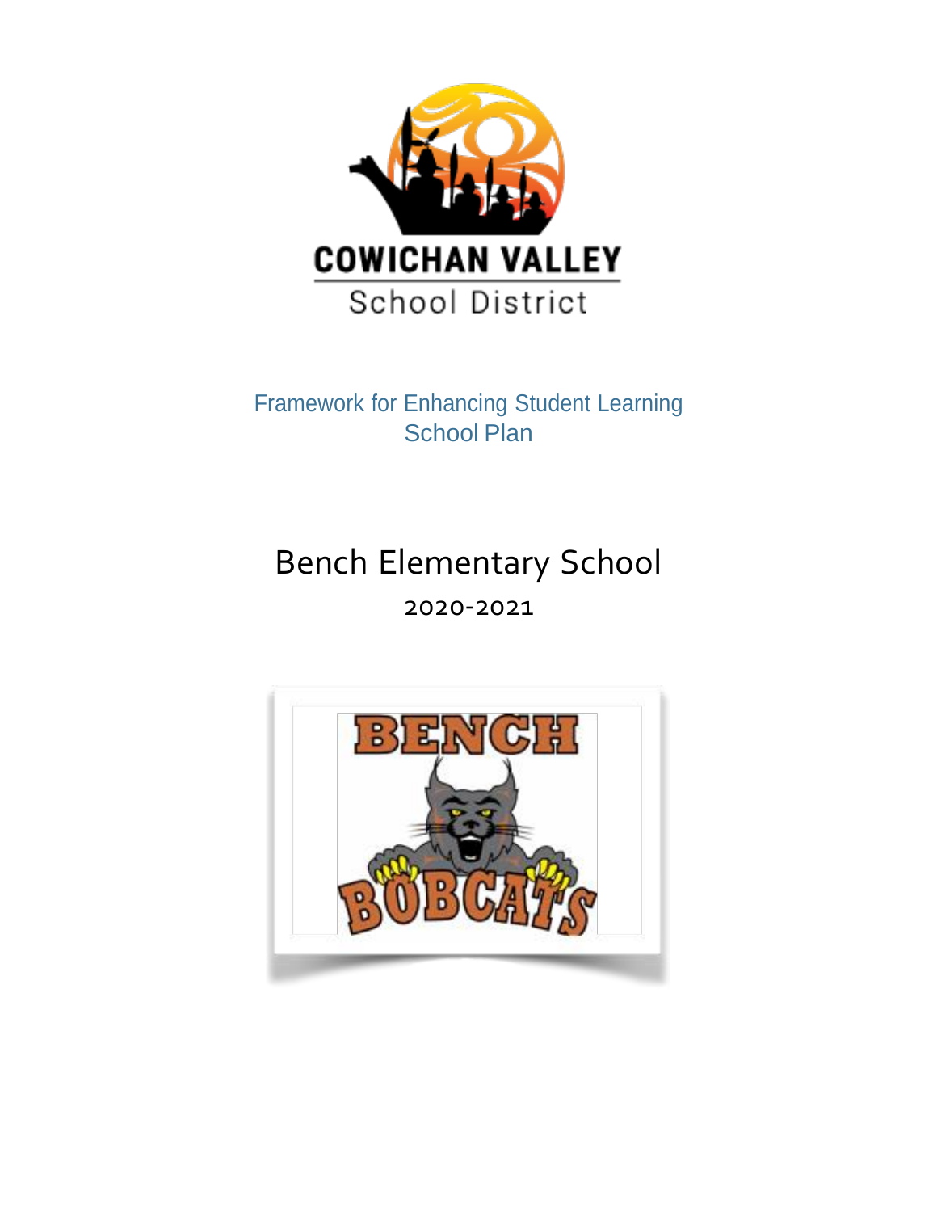COWICHAN VALLEY

School District

Framework for Enhancing Student Learning
School Plan

# Bench Elementary School

2020-2021

BENCH

BOBCATS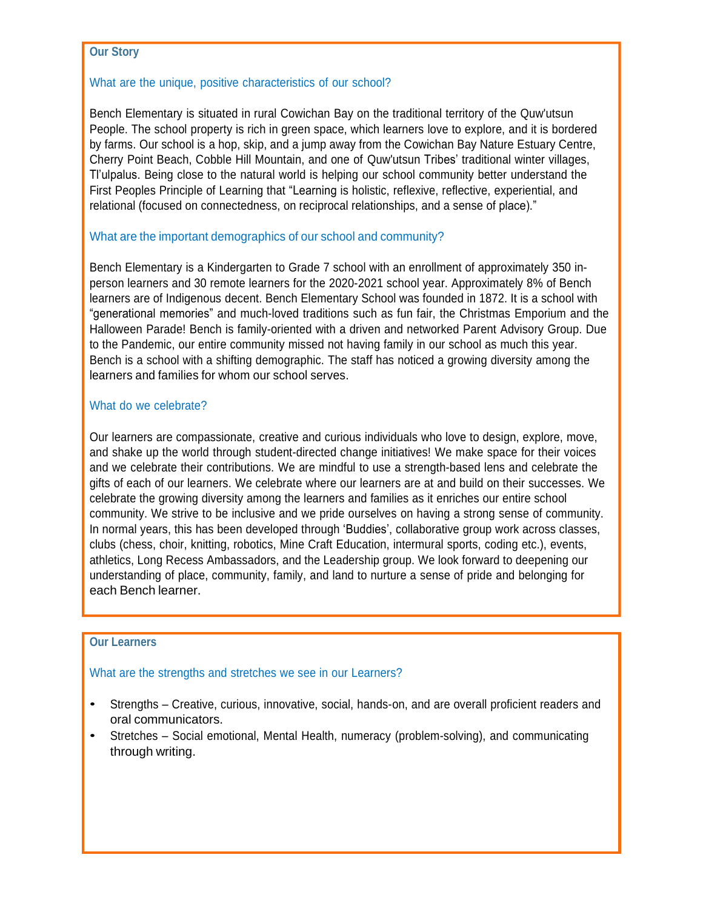## Our Story

### What are the unique, positive characteristics of our school?

Bench Elementary is situated in rural Cowichan Bay on the traditional territory of the Quw'utsun People. The school property is rich in green space, which learners love to explore, and it is bordered by farms. Our school is a hop, skip, and a jump away from the Cowichan Bay Nature Estuary Centre, Cherry Point Beach, Cobble Hill Mountain, and one of Quw'utsun Tribes' traditional winter villages, Tl'ulpalus. Being close to the natural world is helping our school community better understand the First Peoples Principle of Learning that "Learning is holistic, reflexive, reflective, experiential, and relational (focused on connectedness, on reciprocal relationships, and a sense of place)."

### What are the important demographics of our school and community?

Bench Elementary is a Kindergarten to Grade 7 school with an enrollment of approximately 350 in-person learners and 30 remote learners for the 2020-2021 school year. Approximately 8% of Bench learners are of Indigenous decent. Bench Elementary School was founded in 1872. It is a school with "generational memories" and much-loved traditions such as fun fair, the Christmas Emporium and the Halloween Parade! Bench is family-oriented with a driven and networked Parent Advisory Group. Due to the Pandemic, our entire community missed not having family in our school as much this year. Bench is a school with a shifting demographic. The staff has noticed a growing diversity among the learners and families for whom our school serves.

### What do we celebrate?

Our learners are compassionate, creative and curious individuals who love to design, explore, move, and shake up the world through student-directed change initiatives! We make space for their voices and we celebrate their contributions. We are mindful to use a strength-based lens and celebrate the gifts of each of our learners. We celebrate where our learners are at and build on their successes. We celebrate the growing diversity among the learners and families as it enriches our entire school community. We strive to be inclusive and we pride ourselves on having a strong sense of community. In normal years, this has been developed through 'Buddies', collaborative group work across classes, clubs (chess, choir, knitting, robotics, Mine Craft Education, intermural sports, coding etc.), events, athletics, Long Recess Ambassadors, and the Leadership group. We look forward to deepening our understanding of place, community, family, and land to nurture a sense of pride and belonging for each Bench learner.

## Our Learners

### What are the strengths and stretches we see in our Learners?

- Strengths – Creative, curious, innovative, social, hands-on, and are overall proficient readers and oral communicators.
- Stretches – Social emotional, Mental Health, numeracy (problem-solving), and communicating through writing.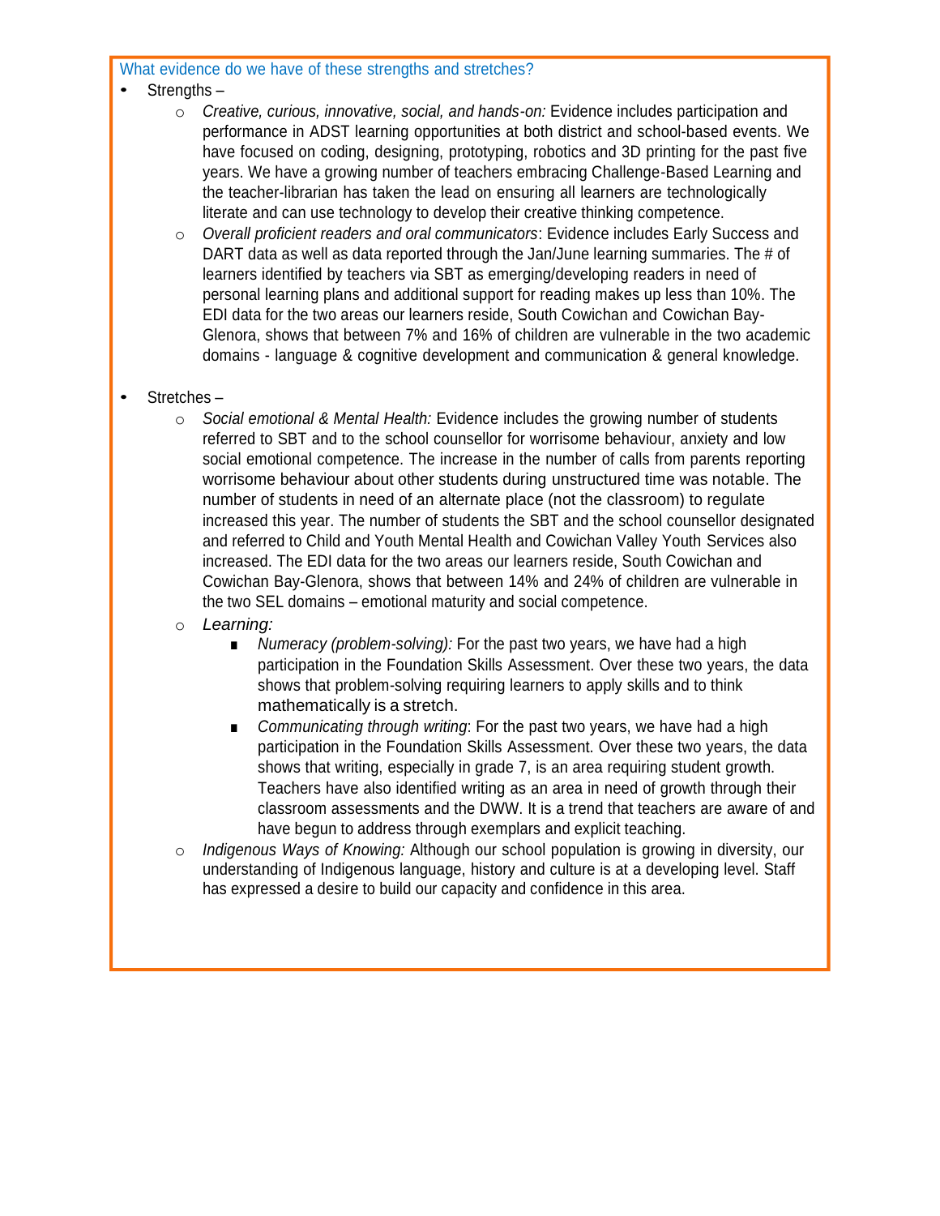What evidence do we have of these strengths and stretches?

- Strengths –
  - *Creative, curious, innovative, social, and hands-on:* Evidence includes participation and performance in ADST learning opportunities at both district and school-based events. We have focused on coding, designing, prototyping, robotics and 3D printing for the past five years. We have a growing number of teachers embracing Challenge-Based Learning and the teacher-librarian has taken the lead on ensuring all learners are technologically literate and can use technology to develop their creative thinking competence.
  - *Overall proficient readers and oral communicators*: Evidence includes Early Success and DART data as well as data reported through the Jan/June learning summaries. The # of learners identified by teachers via SBT as emerging/developing readers in need of personal learning plans and additional support for reading makes up less than 10%. The EDI data for the two areas our learners reside, South Cowichan and Cowichan Bay-Glenora, shows that between 7% and 16% of children are vulnerable in the two academic domains - language & cognitive development and communication & general knowledge.

- Stretches –
  - *Social emotional & Mental Health:* Evidence includes the growing number of students referred to SBT and to the school counsellor for worrisome behaviour, anxiety and low social emotional competence. The increase in the number of calls from parents reporting worrisome behaviour about other students during unstructured time was notable. The number of students in need of an alternate place (not the classroom) to regulate increased this year. The number of students the SBT and the school counsellor designated and referred to Child and Youth Mental Health and Cowichan Valley Youth Services also increased. The EDI data for the two areas our learners reside, South Cowichan and Cowichan Bay-Glenora, shows that between 14% and 24% of children are vulnerable in the two SEL domains – emotional maturity and social competence.
  - *Learning:*
    - *Numeracy (problem-solving):* For the past two years, we have had a high participation in the Foundation Skills Assessment. Over these two years, the data shows that problem-solving requiring learners to apply skills and to think mathematically is a stretch.
    - *Communicating through writing*: For the past two years, we have had a high participation in the Foundation Skills Assessment. Over these two years, the data shows that writing, especially in grade 7, is an area requiring student growth. Teachers have also identified writing as an area in need of growth through their classroom assessments and the DWW. It is a trend that teachers are aware of and have begun to address through exemplars and explicit teaching.
  - *Indigenous Ways of Knowing:* Although our school population is growing in diversity, our understanding of Indigenous language, history and culture is at a developing level. Staff has expressed a desire to build our capacity and confidence in this area.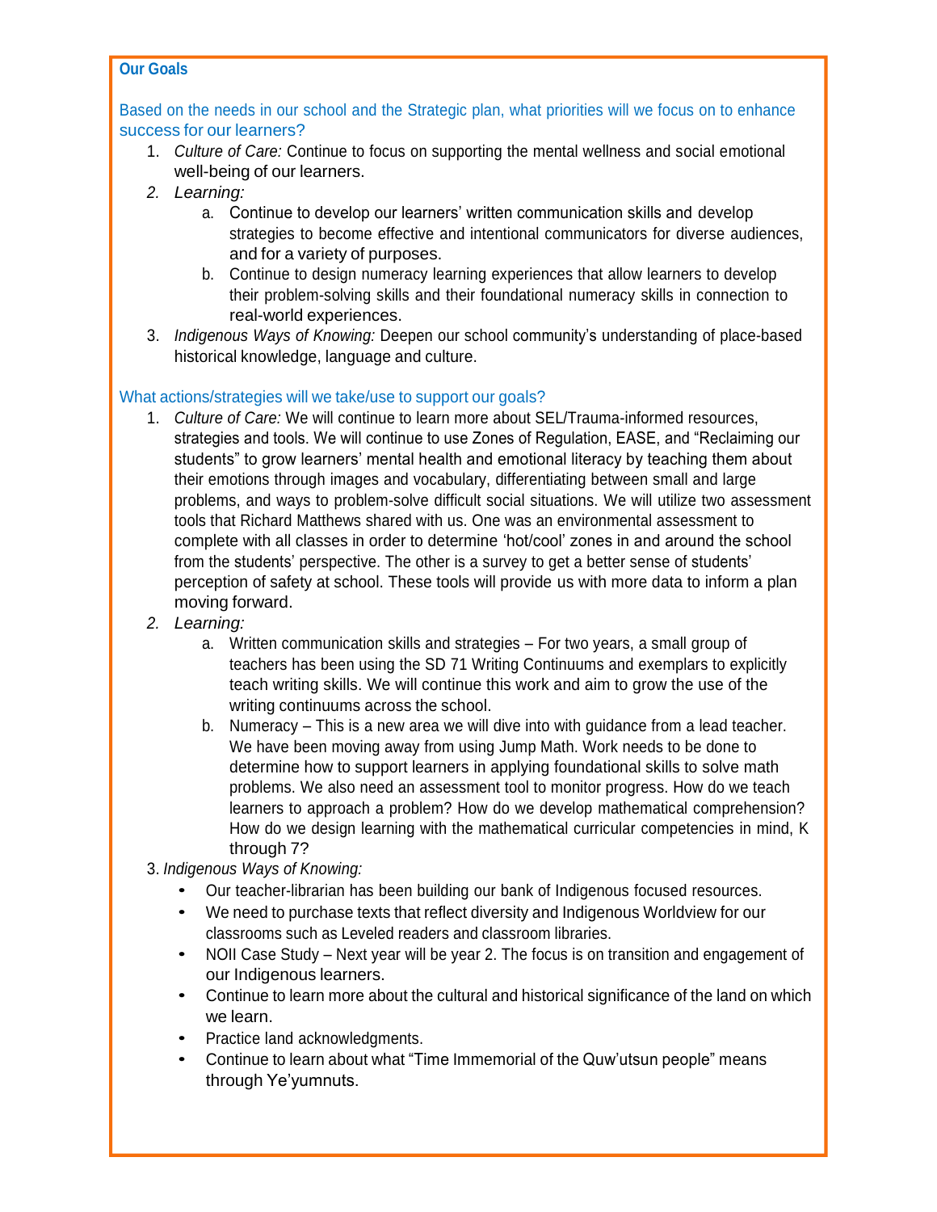### Our Goals

Based on the needs in our school and the Strategic plan, what priorities will we focus on to enhance success for our learners?

1. *Culture of Care:* Continue to focus on supporting the mental wellness and social emotional well-being of our learners.
2. *Learning:*
   a. Continue to develop our learners' written communication skills and develop strategies to become effective and intentional communicators for diverse audiences, and for a variety of purposes.
   b. Continue to design numeracy learning experiences that allow learners to develop their problem-solving skills and their foundational numeracy skills in connection to real-world experiences.
3. *Indigenous Ways of Knowing:* Deepen our school community's understanding of place-based historical knowledge, language and culture.

What actions/strategies will we take/use to support our goals?

1. *Culture of Care:* We will continue to learn more about SEL/Trauma-informed resources, strategies and tools. We will continue to use Zones of Regulation, EASE, and "Reclaiming our students" to grow learners' mental health and emotional literacy by teaching them about their emotions through images and vocabulary, differentiating between small and large problems, and ways to problem-solve difficult social situations. We will utilize two assessment tools that Richard Matthews shared with us. One was an environmental assessment to complete with all classes in order to determine 'hot/cool' zones in and around the school from the students' perspective. The other is a survey to get a better sense of students' perception of safety at school. These tools will provide us with more data to inform a plan moving forward.
2. *Learning:*
   a. Written communication skills and strategies – For two years, a small group of teachers has been using the SD 71 Writing Continuums and exemplars to explicitly teach writing skills. We will continue this work and aim to grow the use of the writing continuums across the school.
   b. Numeracy – This is a new area we will dive into with guidance from a lead teacher. We have been moving away from using Jump Math. Work needs to be done to determine how to support learners in applying foundational skills to solve math problems. We also need an assessment tool to monitor progress. How do we teach learners to approach a problem? How do we develop mathematical comprehension? How do we design learning with the mathematical curricular competencies in mind, K through 7?

3. *Indigenous Ways of Knowing:*
   - Our teacher-librarian has been building our bank of Indigenous focused resources.
   - We need to purchase texts that reflect diversity and Indigenous Worldview for our classrooms such as Leveled readers and classroom libraries.
   - NOII Case Study – Next year will be year 2. The focus is on transition and engagement of our Indigenous learners.
   - Continue to learn more about the cultural and historical significance of the land on which we learn.
   - Practice land acknowledgments.
   - Continue to learn about what "Time Immemorial of the Quw'utsun people" means through Ye'yumnuts.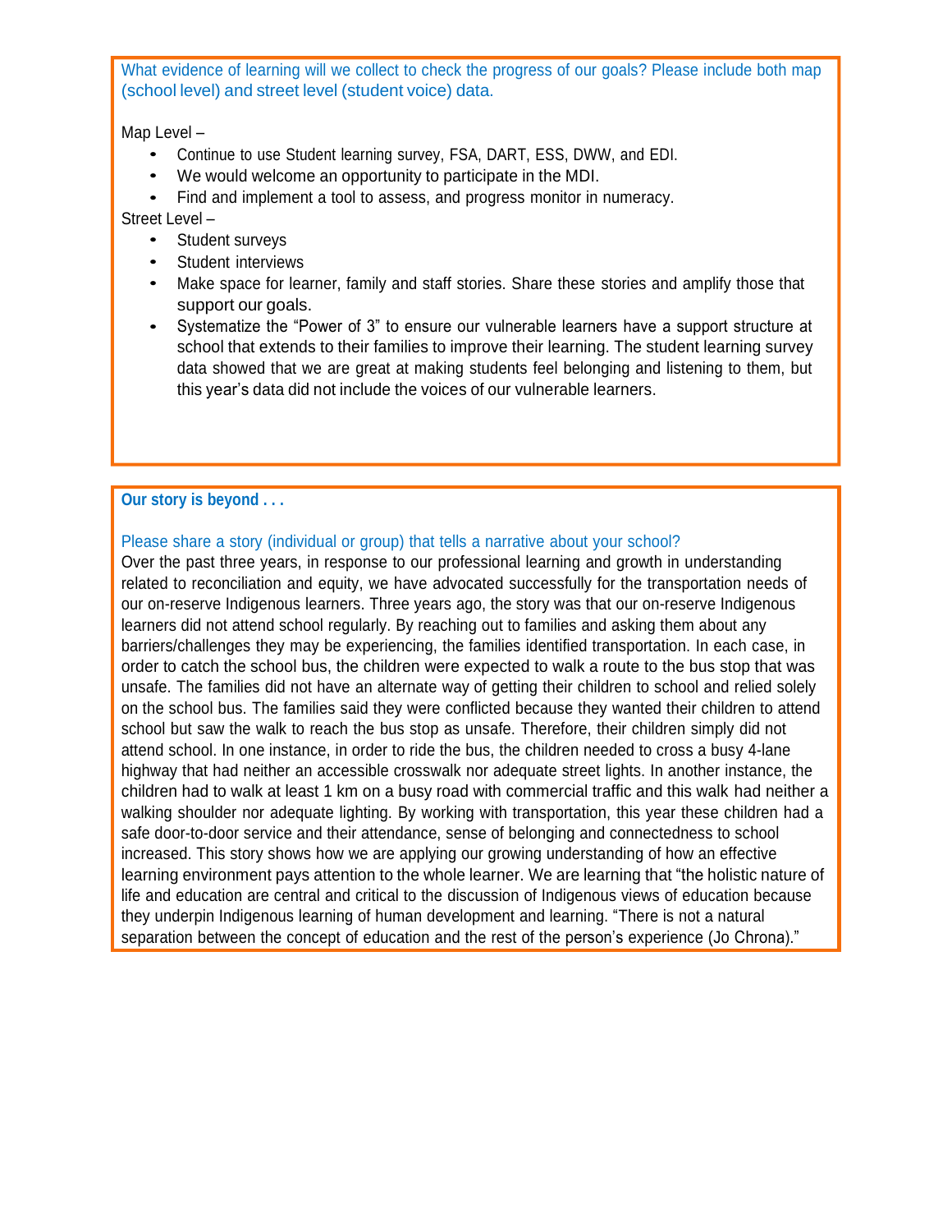What evidence of learning will we collect to check the progress of our goals? Please include both map (school level) and street level (student voice) data.

Map Level –

- Continue to use Student learning survey, FSA, DART, ESS, DWW, and EDI.
- We would welcome an opportunity to participate in the MDI.
- Find and implement a tool to assess, and progress monitor in numeracy.

Street Level –

- Student surveys
- Student interviews
- Make space for learner, family and staff stories. Share these stories and amplify those that support our goals.
- Systematize the "Power of 3" to ensure our vulnerable learners have a support structure at school that extends to their families to improve their learning. The student learning survey data showed that we are great at making students feel belonging and listening to them, but this year's data did not include the voices of our vulnerable learners.

**Our story is beyond . . .**

Please share a story (individual or group) that tells a narrative about your school?

Over the past three years, in response to our professional learning and growth in understanding related to reconciliation and equity, we have advocated successfully for the transportation needs of our on-reserve Indigenous learners. Three years ago, the story was that our on-reserve Indigenous learners did not attend school regularly. By reaching out to families and asking them about any barriers/challenges they may be experiencing, the families identified transportation. In each case, in order to catch the school bus, the children were expected to walk a route to the bus stop that was unsafe. The families did not have an alternate way of getting their children to school and relied solely on the school bus. The families said they were conflicted because they wanted their children to attend school but saw the walk to reach the bus stop as unsafe. Therefore, their children simply did not attend school. In one instance, in order to ride the bus, the children needed to cross a busy 4-lane highway that had neither an accessible crosswalk nor adequate street lights. In another instance, the children had to walk at least 1 km on a busy road with commercial traffic and this walk had neither a walking shoulder nor adequate lighting. By working with transportation, this year these children had a safe door-to-door service and their attendance, sense of belonging and connectedness to school increased. This story shows how we are applying our growing understanding of how an effective learning environment pays attention to the whole learner. We are learning that "the holistic nature of life and education are central and critical to the discussion of Indigenous views of education because they underpin Indigenous learning of human development and learning. "There is not a natural separation between the concept of education and the rest of the person's experience (Jo Chrona)."